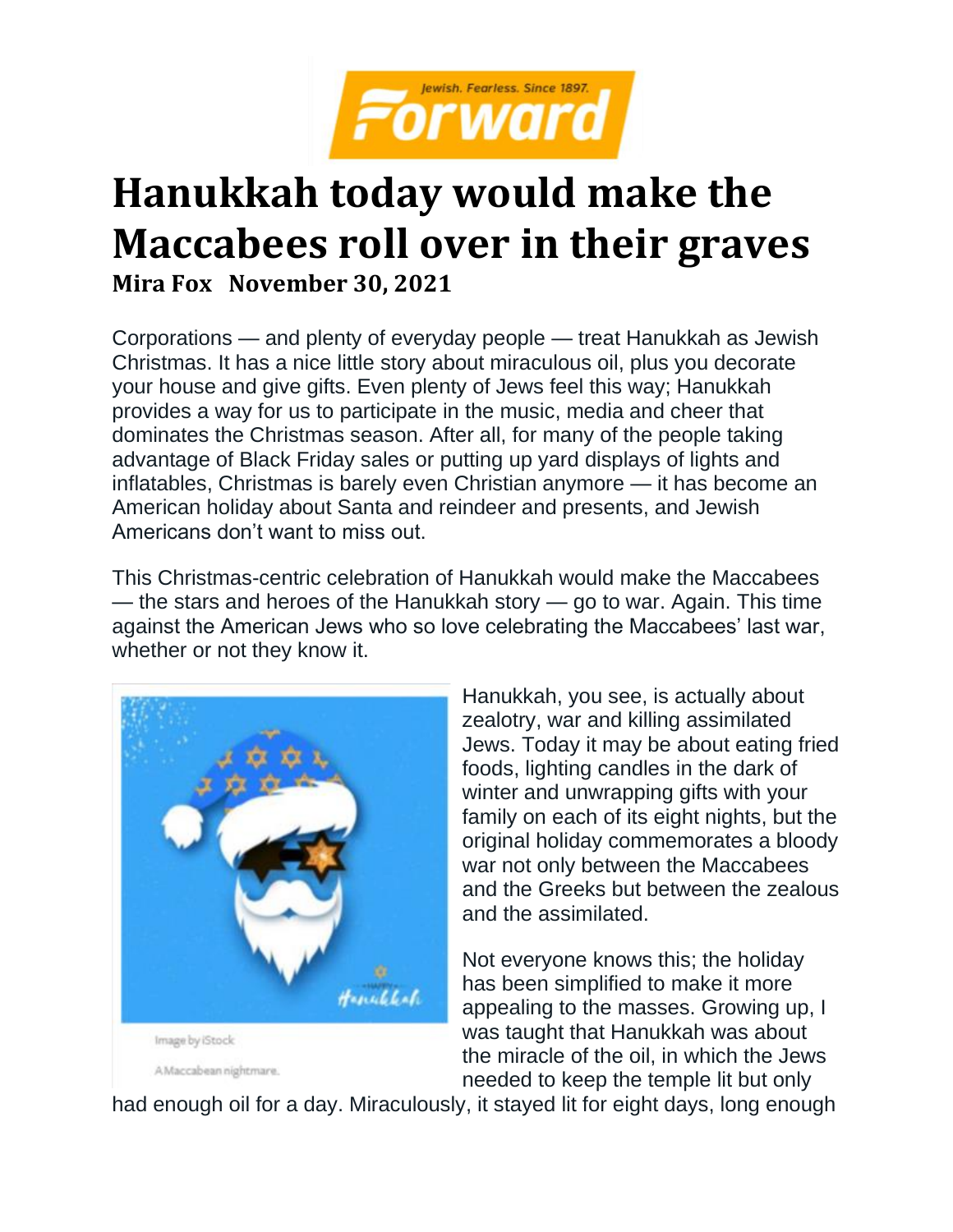# Hanukkah today would make the Maccabees roll over in their graves

**Mira Fox November 30, 2021**

Corporations — and plenty of everyday people — treat Hanukkah as Jewish Christmas. It has a nice little story about miraculous oil, plus you decorate your house and give gifts. Even plenty of Jews feel this way; Hanukkah provides a way for us to participate in the music, media and cheer that dominates the Christmas season. After all, for many of the people taking advantage of Black Friday sales or putting up yard displays of lights and inflatables, Christmas is barely even Christian anymore — it has become an American holiday about Santa and reindeer and presents, and Jewish Americans don't want to miss out.

This Christmas-centric celebration of Hanukkah would make the Maccabees — the stars and heroes of the Hanukkah story — go to war. Again. This time against the American Jews who so love celebrating the Maccabees' last war, whether or not they know it.

Image by iStock

A Maccabean nightmare.

Hanukkah, you see, is actually about zealotry, war and killing assimilated Jews. Today it may be about eating fried foods, lighting candles in the dark of winter and unwrapping gifts with your family on each of its eight nights, but the original holiday commemorates a bloody war not only between the Maccabees and the Greeks but between the zealous and the assimilated.

Not everyone knows this; the holiday has been simplified to make it more appealing to the masses. Growing up, I was taught that Hanukkah was about the miracle of the oil, in which the Jews needed to keep the temple lit but only had enough oil for a day. Miraculously, it stayed lit for eight days, long enough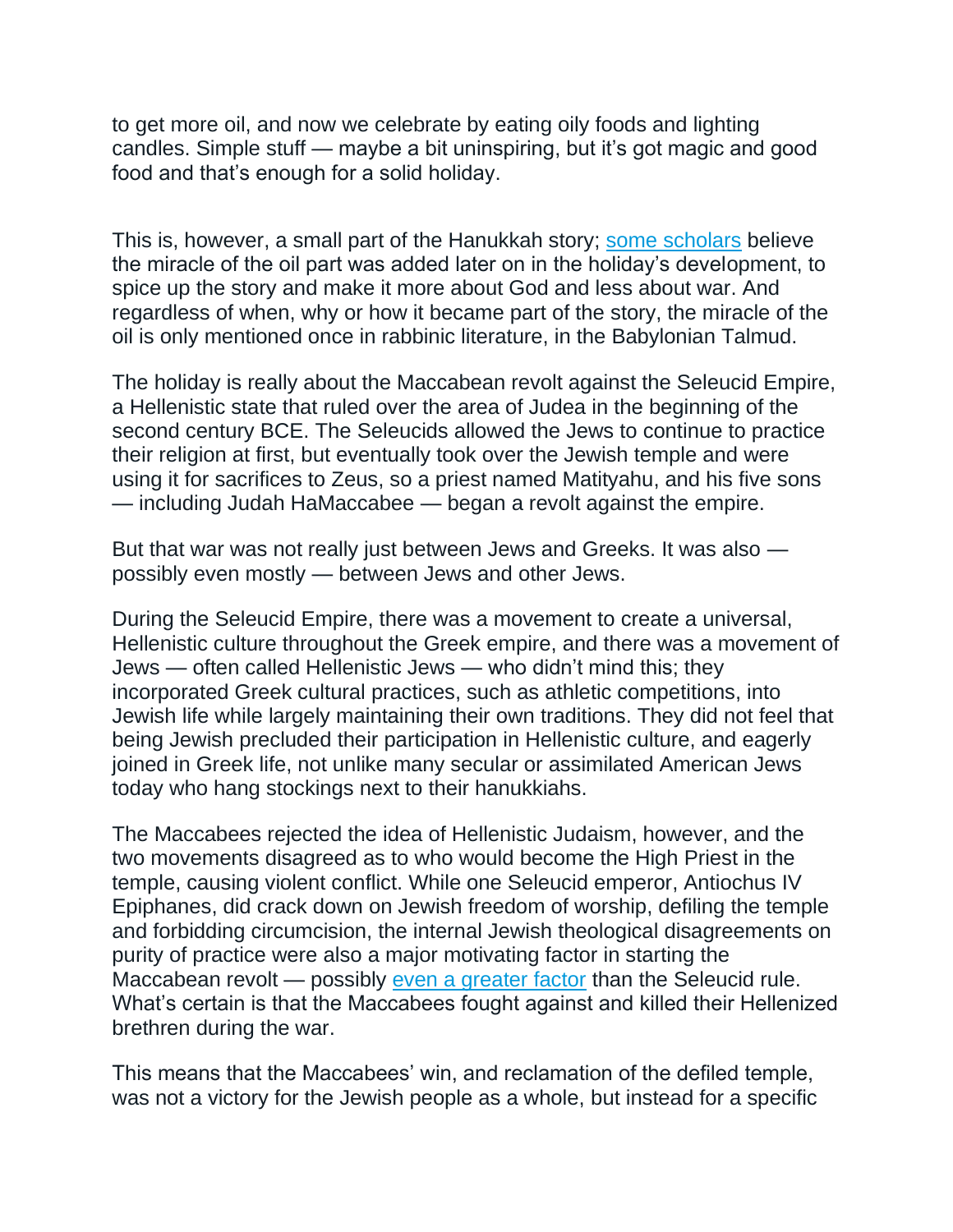to get more oil, and now we celebrate by eating oily foods and lighting candles. Simple stuff — maybe a bit uninspiring, but it's got magic and good food and that's enough for a solid holiday.

This is, however, a small part of the Hanukkah story; some scholars believe the miracle of the oil part was added later on in the holiday's development, to spice up the story and make it more about God and less about war. And regardless of when, why or how it became part of the story, the miracle of the oil is only mentioned once in rabbinic literature, in the Babylonian Talmud.

The holiday is really about the Maccabean revolt against the Seleucid Empire, a Hellenistic state that ruled over the area of Judea in the beginning of the second century BCE. The Seleucids allowed the Jews to continue to practice their religion at first, but eventually took over the Jewish temple and were using it for sacrifices to Zeus, so a priest named Matityahu, and his five sons — including Judah HaMaccabee — began a revolt against the empire.

But that war was not really just between Jews and Greeks. It was also — possibly even mostly — between Jews and other Jews.

During the Seleucid Empire, there was a movement to create a universal, Hellenistic culture throughout the Greek empire, and there was a movement of Jews — often called Hellenistic Jews — who didn't mind this; they incorporated Greek cultural practices, such as athletic competitions, into Jewish life while largely maintaining their own traditions. They did not feel that being Jewish precluded their participation in Hellenistic culture, and eagerly joined in Greek life, not unlike many secular or assimilated American Jews today who hang stockings next to their hanukkiahs.

The Maccabees rejected the idea of Hellenistic Judaism, however, and the two movements disagreed as to who would become the High Priest in the temple, causing violent conflict. While one Seleucid emperor, Antiochus IV Epiphanes, did crack down on Jewish freedom of worship, defiling the temple and forbidding circumcision, the internal Jewish theological disagreements on purity of practice were also a major motivating factor in starting the Maccabean revolt — possibly even a greater factor than the Seleucid rule. What's certain is that the Maccabees fought against and killed their Hellenized brethren during the war.

This means that the Maccabees' win, and reclamation of the defiled temple, was not a victory for the Jewish people as a whole, but instead for a specific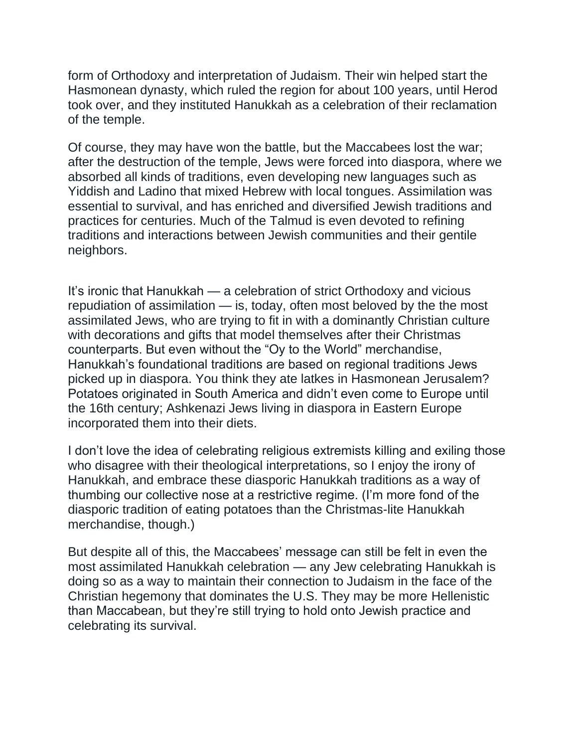form of Orthodoxy and interpretation of Judaism. Their win helped start the Hasmonean dynasty, which ruled the region for about 100 years, until Herod took over, and they instituted Hanukkah as a celebration of their reclamation of the temple.

Of course, they may have won the battle, but the Maccabees lost the war; after the destruction of the temple, Jews were forced into diaspora, where we absorbed all kinds of traditions, even developing new languages such as Yiddish and Ladino that mixed Hebrew with local tongues. Assimilation was essential to survival, and has enriched and diversified Jewish traditions and practices for centuries. Much of the Talmud is even devoted to refining traditions and interactions between Jewish communities and their gentile neighbors.

It's ironic that Hanukkah — a celebration of strict Orthodoxy and vicious repudiation of assimilation — is, today, often most beloved by the the most assimilated Jews, who are trying to fit in with a dominantly Christian culture with decorations and gifts that model themselves after their Christmas counterparts. But even without the "Oy to the World" merchandise, Hanukkah's foundational traditions are based on regional traditions Jews picked up in diaspora. You think they ate latkes in Hasmonean Jerusalem? Potatoes originated in South America and didn't even come to Europe until the 16th century; Ashkenazi Jews living in diaspora in Eastern Europe incorporated them into their diets.

I don't love the idea of celebrating religious extremists killing and exiling those who disagree with their theological interpretations, so I enjoy the irony of Hanukkah, and embrace these diasporic Hanukkah traditions as a way of thumbing our collective nose at a restrictive regime. (I'm more fond of the diasporic tradition of eating potatoes than the Christmas-lite Hanukkah merchandise, though.)

But despite all of this, the Maccabees' message can still be felt in even the most assimilated Hanukkah celebration — any Jew celebrating Hanukkah is doing so as a way to maintain their connection to Judaism in the face of the Christian hegemony that dominates the U.S. They may be more Hellenistic than Maccabean, but they're still trying to hold onto Jewish practice and celebrating its survival.